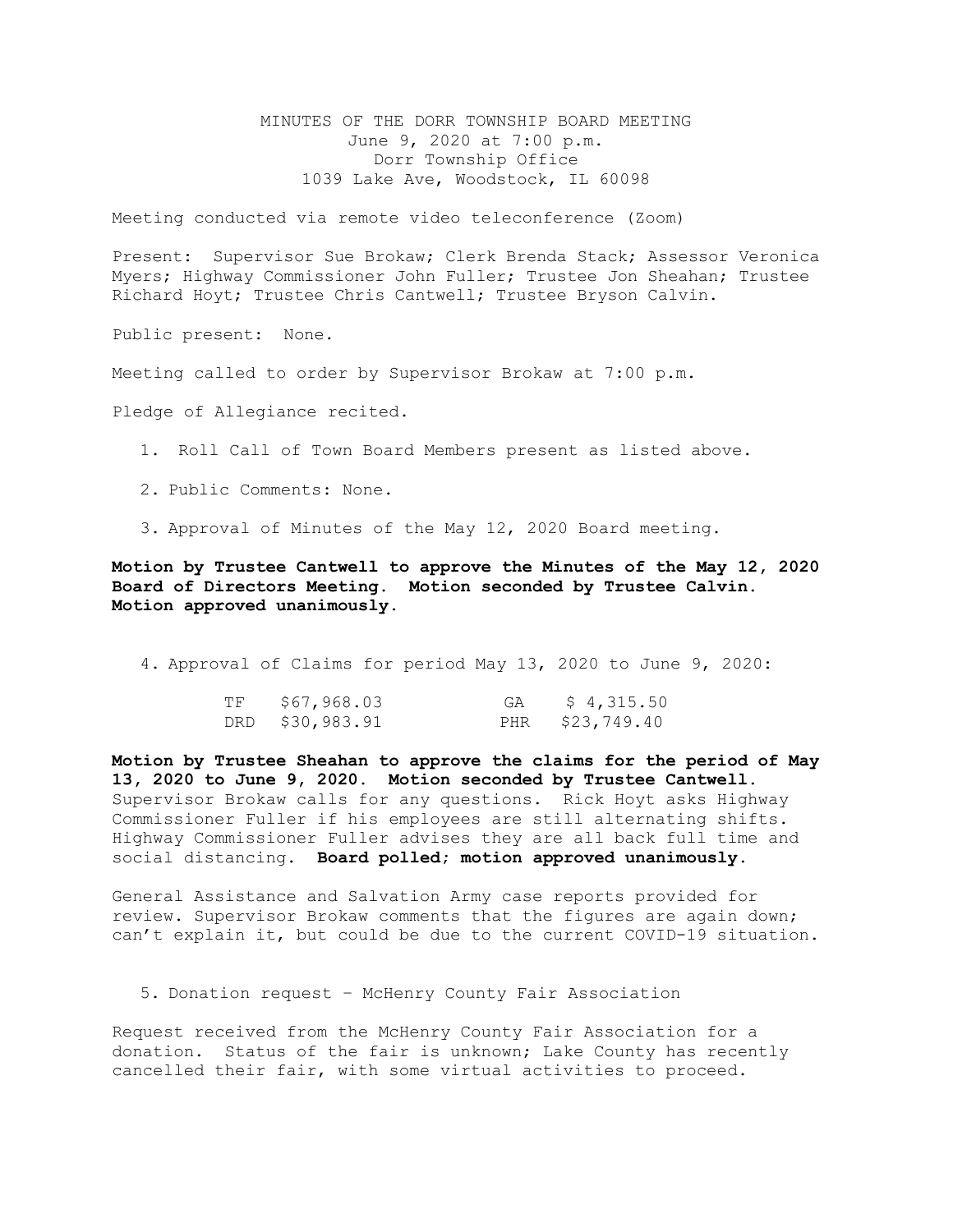MINUTES OF THE DORR TOWNSHIP BOARD MEETING
June 9, 2020 at 7:00 p.m.
Dorr Township Office
1039 Lake Ave, Woodstock, IL 60098

Meeting conducted via remote video teleconference (Zoom)

Present: Supervisor Sue Brokaw; Clerk Brenda Stack; Assessor Veronica Myers; Highway Commissioner John Fuller; Trustee Jon Sheahan; Trustee Richard Hoyt; Trustee Chris Cantwell; Trustee Bryson Calvin.

Public present: None.

Meeting called to order by Supervisor Brokaw at 7:00 p.m.

Pledge of Allegiance recited.

1. Roll Call of Town Board Members present as listed above.

2. Public Comments: None.

3. Approval of Minutes of the May 12, 2020 Board meeting.

**Motion by Trustee Cantwell to approve the Minutes of the May 12, 2020 Board of Directors Meeting. Motion seconded by Trustee Calvin. Motion approved unanimously.**

4. Approval of Claims for period May 13, 2020 to June 9, 2020:

| | | | |
|---|---|---|---|
| TF | $67,968.03 | GA | $ 4,315.50 |
| DRD | $30,983.91 | PHR | $23,749.40 |

**Motion by Trustee Sheahan to approve the claims for the period of May 13, 2020 to June 9, 2020. Motion seconded by Trustee Cantwell.** Supervisor Brokaw calls for any questions. Rick Hoyt asks Highway Commissioner Fuller if his employees are still alternating shifts. Highway Commissioner Fuller advises they are all back full time and social distancing. **Board polled; motion approved unanimously.**

General Assistance and Salvation Army case reports provided for review. Supervisor Brokaw comments that the figures are again down; can't explain it, but could be due to the current COVID-19 situation.

5. Donation request – McHenry County Fair Association

Request received from the McHenry County Fair Association for a donation. Status of the fair is unknown; Lake County has recently cancelled their fair, with some virtual activities to proceed.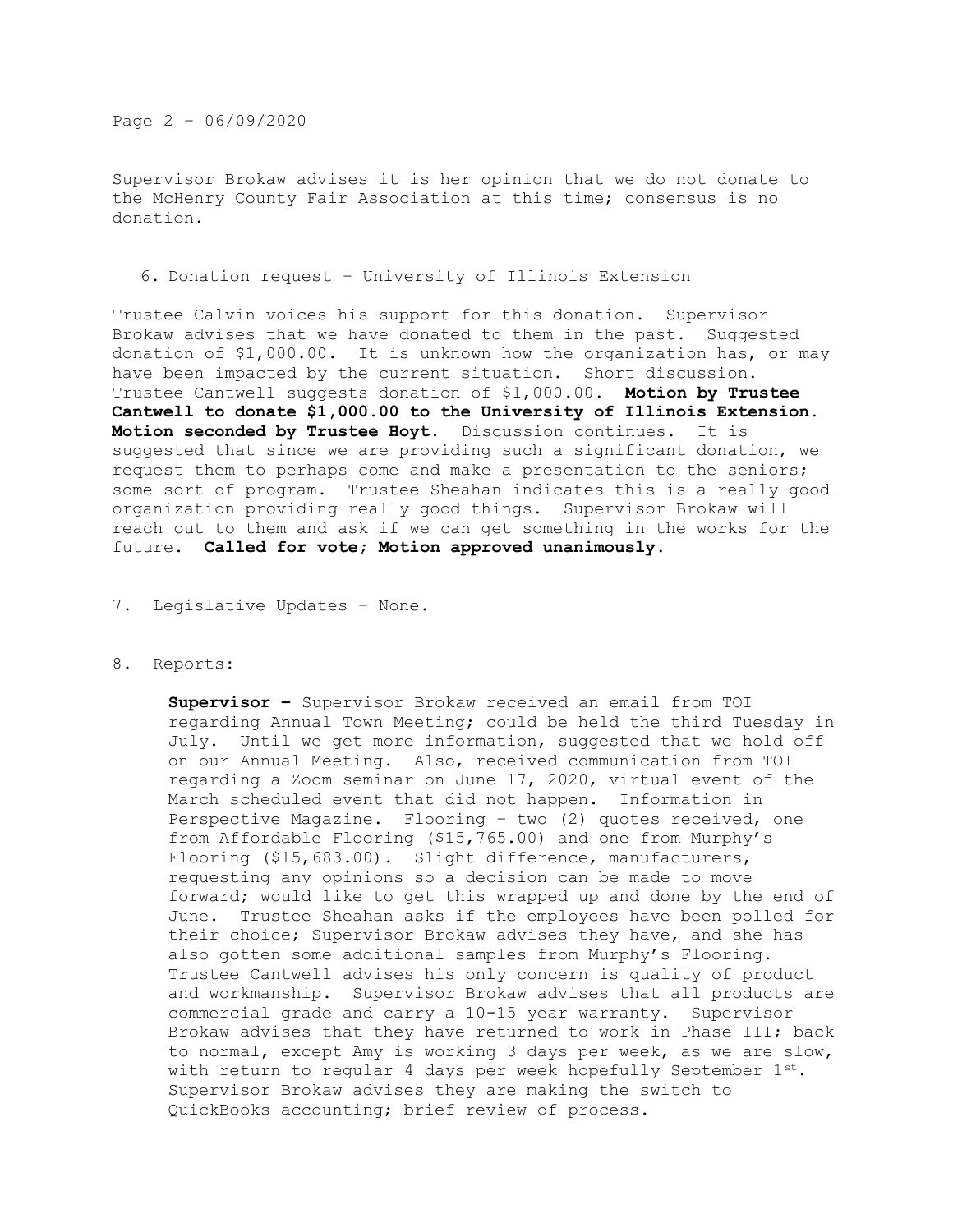Supervisor Brokaw advises it is her opinion that we do not donate to the McHenry County Fair Association at this time; consensus is no donation.

6. Donation request – University of Illinois Extension

Trustee Calvin voices his support for this donation. Supervisor Brokaw advises that we have donated to them in the past. Suggested donation of $1,000.00. It is unknown how the organization has, or may have been impacted by the current situation. Short discussion. Trustee Cantwell suggests donation of $1,000.00. **Motion by Trustee Cantwell to donate $1,000.00 to the University of Illinois Extension. Motion seconded by Trustee Hoyt.** Discussion continues. It is suggested that since we are providing such a significant donation, we request them to perhaps come and make a presentation to the seniors; some sort of program. Trustee Sheahan indicates this is a really good organization providing really good things. Supervisor Brokaw will reach out to them and ask if we can get something in the works for the future. **Called for vote; Motion approved unanimously.**

7. Legislative Updates – None.

8. Reports:

**Supervisor –** Supervisor Brokaw received an email from TOI regarding Annual Town Meeting; could be held the third Tuesday in July. Until we get more information, suggested that we hold off on our Annual Meeting. Also, received communication from TOI regarding a Zoom seminar on June 17, 2020, virtual event of the March scheduled event that did not happen. Information in Perspective Magazine. Flooring – two (2) quotes received, one from Affordable Flooring ($15,765.00) and one from Murphy's Flooring ($15,683.00). Slight difference, manufacturers, requesting any opinions so a decision can be made to move forward; would like to get this wrapped up and done by the end of June. Trustee Sheahan asks if the employees have been polled for their choice; Supervisor Brokaw advises they have, and she has also gotten some additional samples from Murphy's Flooring. Trustee Cantwell advises his only concern is quality of product and workmanship. Supervisor Brokaw advises that all products are commercial grade and carry a 10-15 year warranty. Supervisor Brokaw advises that they have returned to work in Phase III; back to normal, except Amy is working 3 days per week, as we are slow, with return to regular 4 days per week hopefully September 1st. Supervisor Brokaw advises they are making the switch to QuickBooks accounting; brief review of process.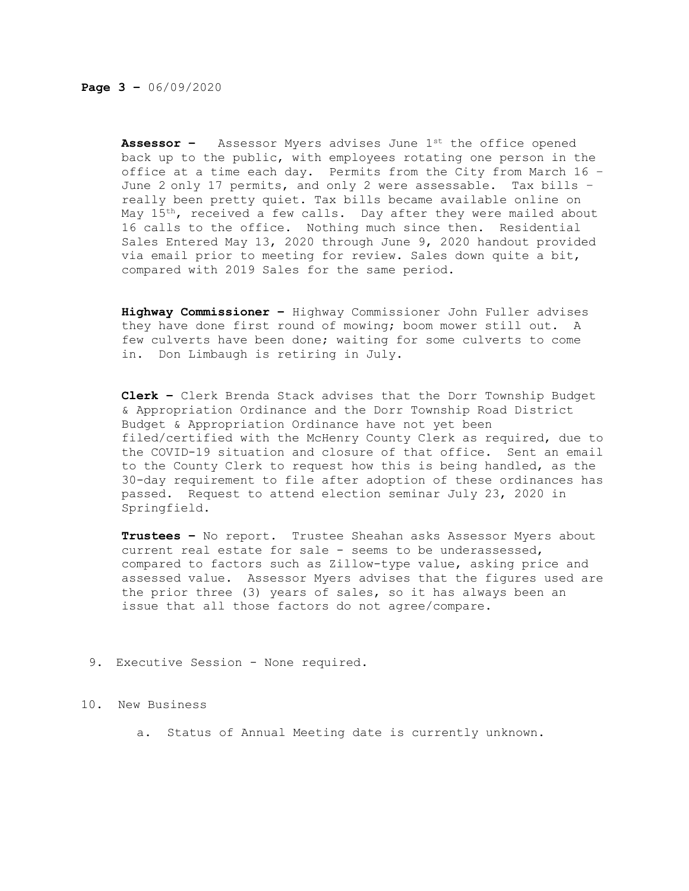**Page 3 –** 06/09/2020

**Assessor –** Assessor Myers advises June 1st the office opened back up to the public, with employees rotating one person in the office at a time each day. Permits from the City from March 16 – June 2 only 17 permits, and only 2 were assessable. Tax bills – really been pretty quiet. Tax bills became available online on May 15th, received a few calls. Day after they were mailed about 16 calls to the office. Nothing much since then. Residential Sales Entered May 13, 2020 through June 9, 2020 handout provided via email prior to meeting for review. Sales down quite a bit, compared with 2019 Sales for the same period.

**Highway Commissioner –** Highway Commissioner John Fuller advises they have done first round of mowing; boom mower still out. A few culverts have been done; waiting for some culverts to come in. Don Limbaugh is retiring in July.

**Clerk –** Clerk Brenda Stack advises that the Dorr Township Budget & Appropriation Ordinance and the Dorr Township Road District Budget & Appropriation Ordinance have not yet been filed/certified with the McHenry County Clerk as required, due to the COVID-19 situation and closure of that office. Sent an email to the County Clerk to request how this is being handled, as the 30-day requirement to file after adoption of these ordinances has passed. Request to attend election seminar July 23, 2020 in Springfield.

**Trustees –** No report. Trustee Sheahan asks Assessor Myers about current real estate for sale - seems to be underassessed, compared to factors such as Zillow-type value, asking price and assessed value. Assessor Myers advises that the figures used are the prior three (3) years of sales, so it has always been an issue that all those factors do not agree/compare.

9. Executive Session - None required.

10. New Business

    a. Status of Annual Meeting date is currently unknown.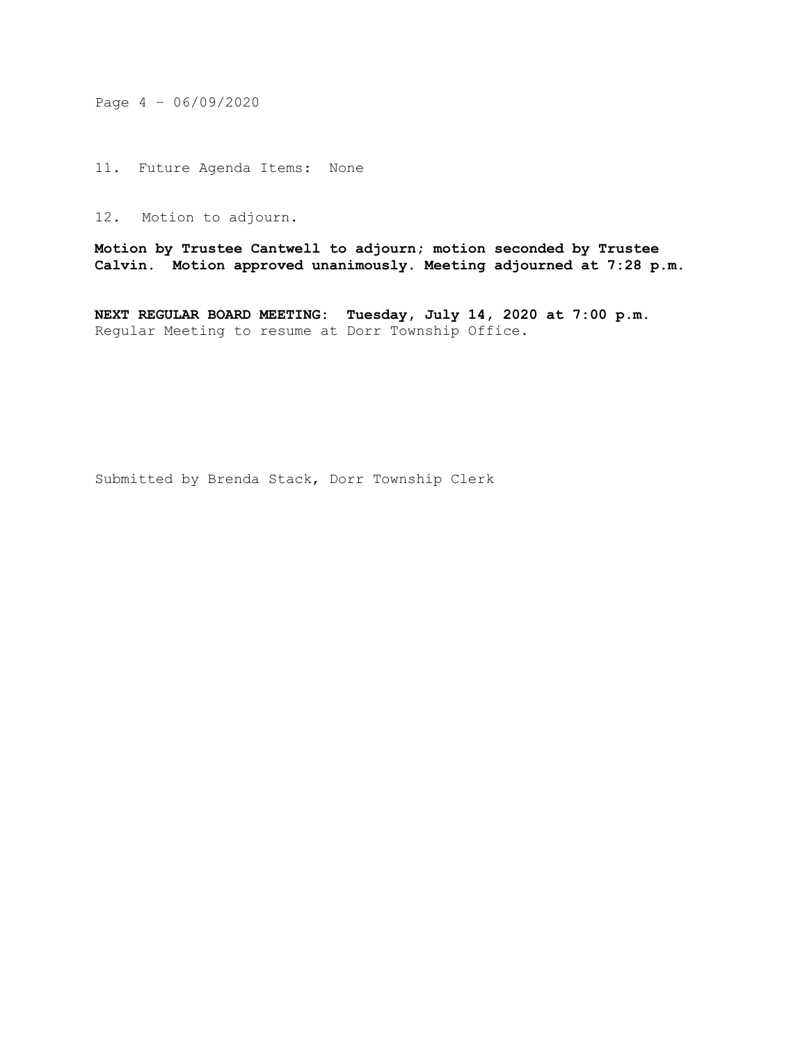11. Future Agenda Items: None

12. Motion to adjourn.

**Motion by Trustee Cantwell to adjourn; motion seconded by Trustee Calvin. Motion approved unanimously. Meeting adjourned at 7:28 p.m.**

**NEXT REGULAR BOARD MEETING: Tuesday, July 14, 2020 at 7:00 p.m.**
Regular Meeting to resume at Dorr Township Office.

Submitted by Brenda Stack, Dorr Township Clerk